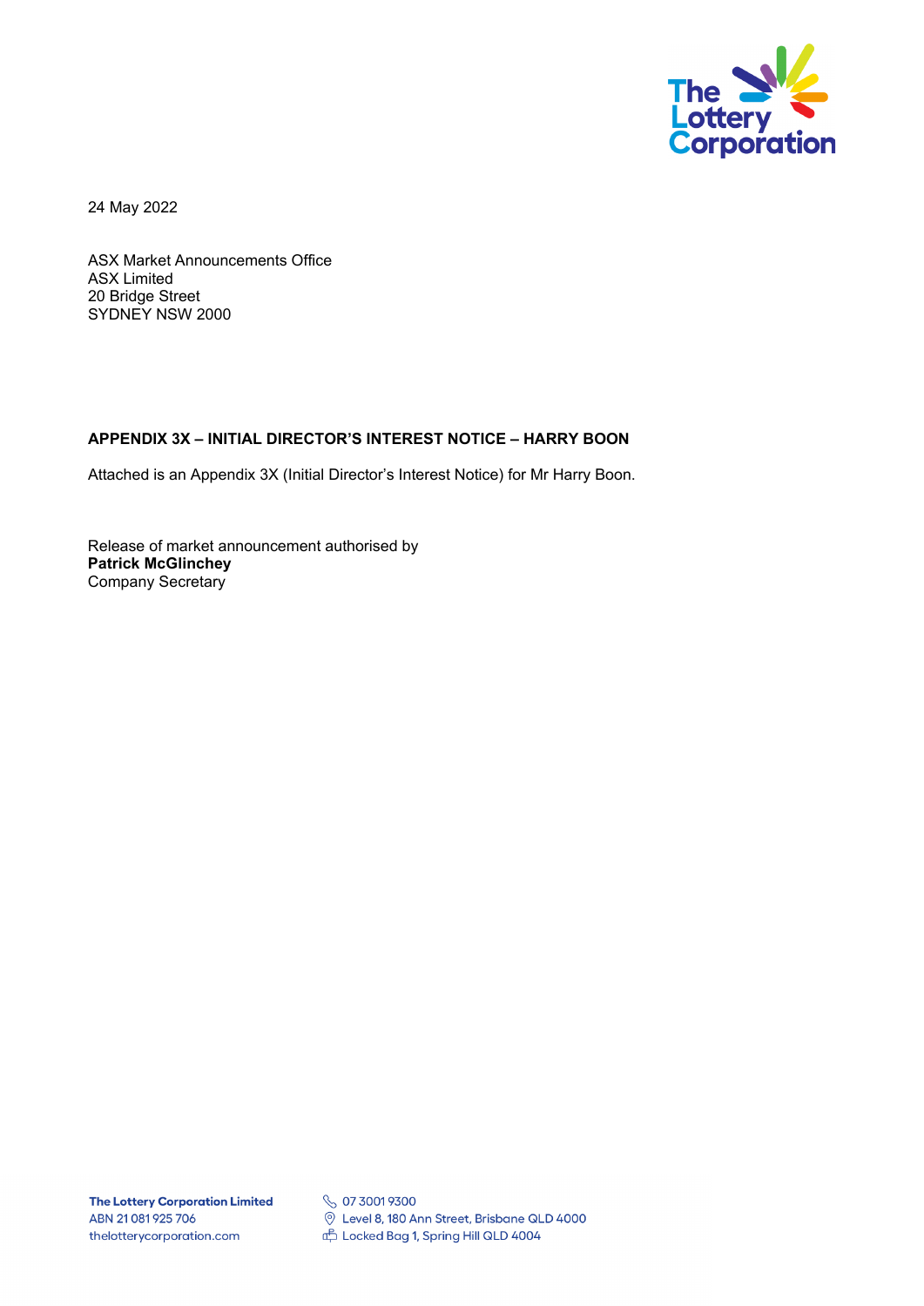24 May 2022

ASX Market Announcements Office
ASX Limited
20 Bridge Street
SYDNEY NSW 2000

**APPENDIX 3X – INITIAL DIRECTOR'S INTEREST NOTICE – HARRY BOON**

Attached is an Appendix 3X (Initial Director's Interest Notice) for Mr Harry Boon.

Release of market announcement authorised by
**Patrick McGlinchey**
Company Secretary

**The Lottery Corporation Limited**
ABN 21 081 925 706
thelotterycorporation.com

07 3001 9300
Level 8, 180 Ann Street, Brisbane QLD 4000
Locked Bag 1, Spring Hill QLD 4004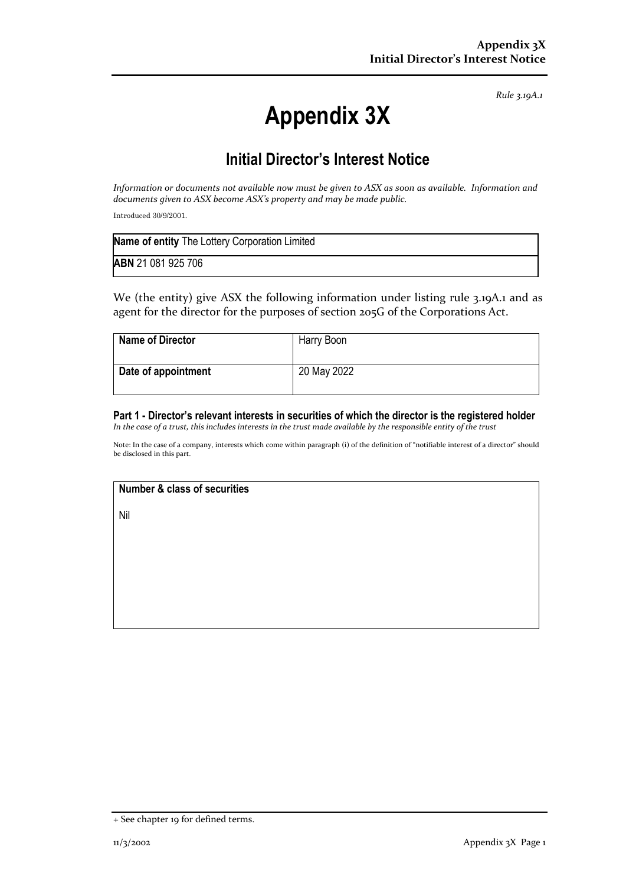*Rule 3.19A.1*

# Appendix 3X

## Initial Director's Interest Notice

*Information or documents not available now must be given to ASX as soon as available. Information and documents given to ASX become ASX's property and may be made public.*

Introduced 30/9/2001.

| **Name of entity** The Lottery Corporation Limited |
|---|
| **ABN** 21 081 925 706 |

We (the entity) give ASX the following information under listing rule 3.19A.1 and as agent for the director for the purposes of section 205G of the Corporations Act.

| **Name of Director** | Harry Boon |
|---|---|
| **Date of appointment** | 20 May 2022 |

**Part 1 - Director's relevant interests in securities of which the director is the registered holder**
*In the case of a trust, this includes interests in the trust made available by the responsible entity of the trust*

Note: In the case of a company, interests which come within paragraph (i) of the definition of "notifiable interest of a director" should be disclosed in this part.

| **Number & class of securities** |
|---|
| Nil |

+ See chapter 19 for defined terms.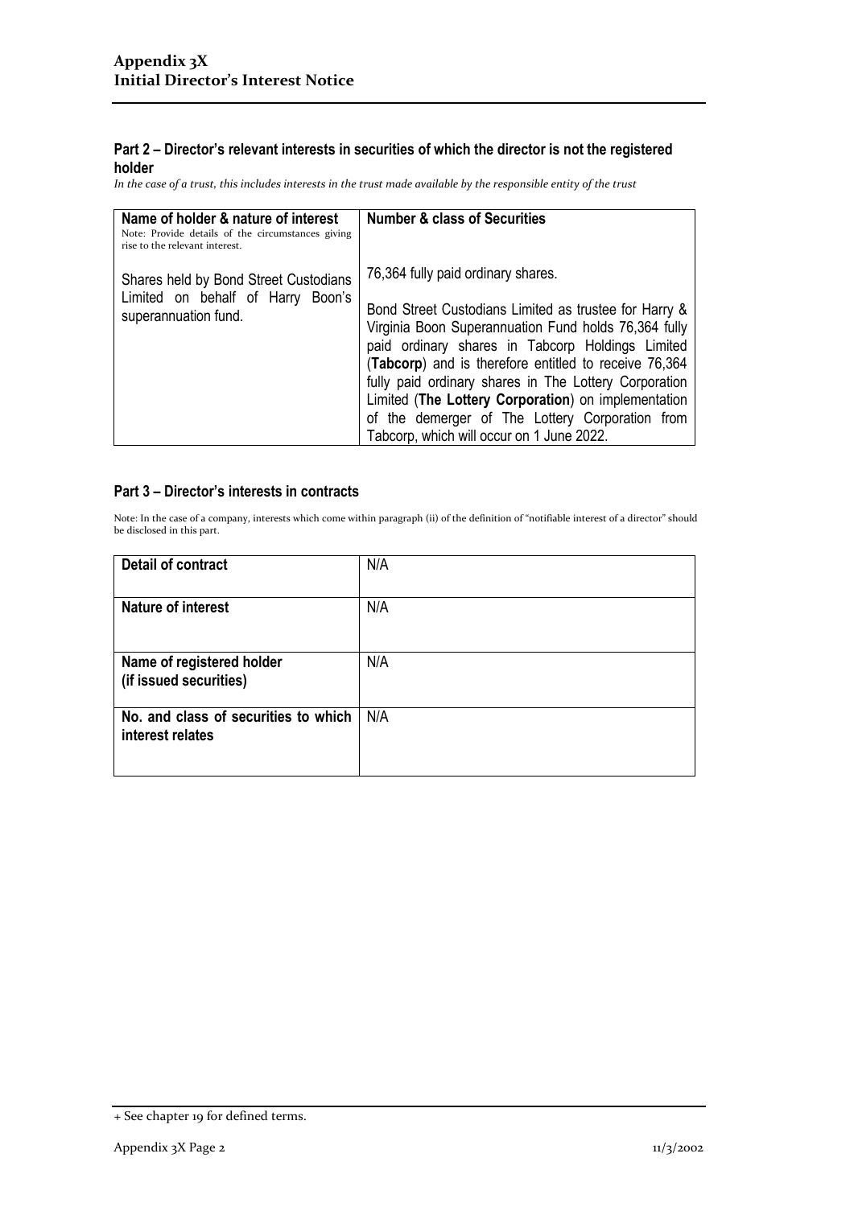## Part 2 – Director's relevant interests in securities of which the director is not the registered holder

*In the case of a trust, this includes interests in the trust made available by the responsible entity of the trust*

| **Name of holder & nature of interest**<br>Note: Provide details of the circumstances giving rise to the relevant interest. | **Number & class of Securities** |
|---|---|
| Shares held by Bond Street Custodians Limited on behalf of Harry Boon's superannuation fund. | 76,364 fully paid ordinary shares.<br><br>Bond Street Custodians Limited as trustee for Harry & Virginia Boon Superannuation Fund holds 76,364 fully paid ordinary shares in Tabcorp Holdings Limited (**Tabcorp**) and is therefore entitled to receive 76,364 fully paid ordinary shares in The Lottery Corporation Limited (**The Lottery Corporation**) on implementation of the demerger of The Lottery Corporation from Tabcorp, which will occur on 1 June 2022. |

## Part 3 – Director's interests in contracts

Note: In the case of a company, interests which come within paragraph (ii) of the definition of "notifiable interest of a director" should be disclosed in this part.

| | |
|---|---|
| **Detail of contract** | N/A |
| **Nature of interest** | N/A |
| **Name of registered holder (if issued securities)** | N/A |
| **No. and class of securities to which interest relates** | N/A |

+ See chapter 19 for defined terms.